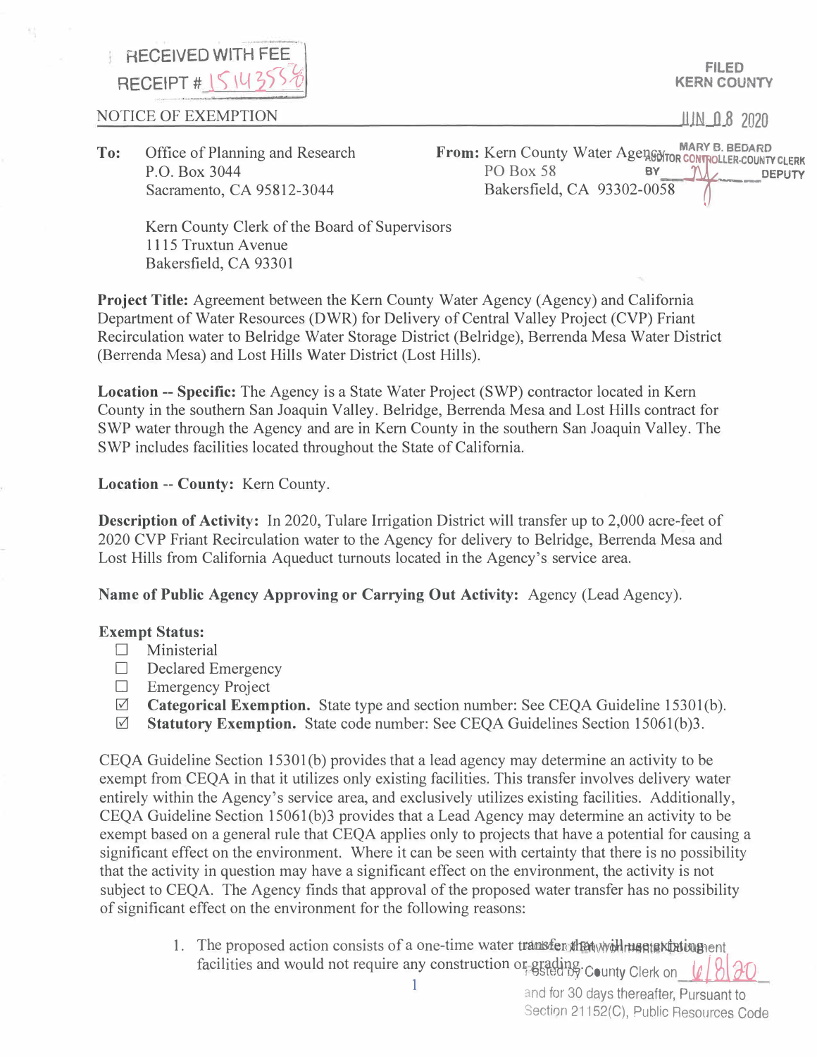RECEIVED WITH FEE
RECEIPT # 1514355

FILED
KERN COUNTY

JUN 08 2020

MARY B. BEDARD
AUDITOR CONTROLLER-COUNTY CLERK
BY ______ DEPUTY

NOTICE OF EXEMPTION

**To:** Office of Planning and Research
P.O. Box 3044
Sacramento, CA 95812-3044

Kern County Clerk of the Board of Supervisors
1115 Truxtun Avenue
Bakersfield, CA 93301

**From:** Kern County Water Agency
PO Box 58
Bakersfield, CA 93302-0058

**Project Title:** Agreement between the Kern County Water Agency (Agency) and California Department of Water Resources (DWR) for Delivery of Central Valley Project (CVP) Friant Recirculation water to Belridge Water Storage District (Belridge), Berrenda Mesa Water District (Berrenda Mesa) and Lost Hills Water District (Lost Hills).

**Location -- Specific:** The Agency is a State Water Project (SWP) contractor located in Kern County in the southern San Joaquin Valley. Belridge, Berrenda Mesa and Lost Hills contract for SWP water through the Agency and are in Kern County in the southern San Joaquin Valley. The SWP includes facilities located throughout the State of California.

**Location -- County:** Kern County.

**Description of Activity:** In 2020, Tulare Irrigation District will transfer up to 2,000 acre-feet of 2020 CVP Friant Recirculation water to the Agency for delivery to Belridge, Berrenda Mesa and Lost Hills from California Aqueduct turnouts located in the Agency's service area.

**Name of Public Agency Approving or Carrying Out Activity:** Agency (Lead Agency).

**Exempt Status:**

- ☐ Ministerial
- ☐ Declared Emergency
- ☐ Emergency Project
- ☑ **Categorical Exemption.** State type and section number: See CEQA Guideline 15301(b).
- ☑ **Statutory Exemption.** State code number: See CEQA Guidelines Section 15061(b)3.

CEQA Guideline Section 15301(b) provides that a lead agency may determine an activity to be exempt from CEQA in that it utilizes only existing facilities. This transfer involves delivery water entirely within the Agency's service area, and exclusively utilizes existing facilities. Additionally, CEQA Guideline Section 15061(b)3 provides that a Lead Agency may determine an activity to be exempt based on a general rule that CEQA applies only to projects that have a potential for causing a significant effect on the environment. Where it can be seen with certainty that there is no possibility that the activity in question may have a significant effect on the environment, the activity is not subject to CEQA. The Agency finds that approval of the proposed water transfer has no possibility of significant effect on the environment for the following reasons:

1. The proposed action consists of a one-time water transfer that will use existing facilities and would not require any construction or grading.

Environmental Document Posted by County Clerk on 6/8/20 and for 30 days thereafter, Pursuant to Section 21152(C), Public Resources Code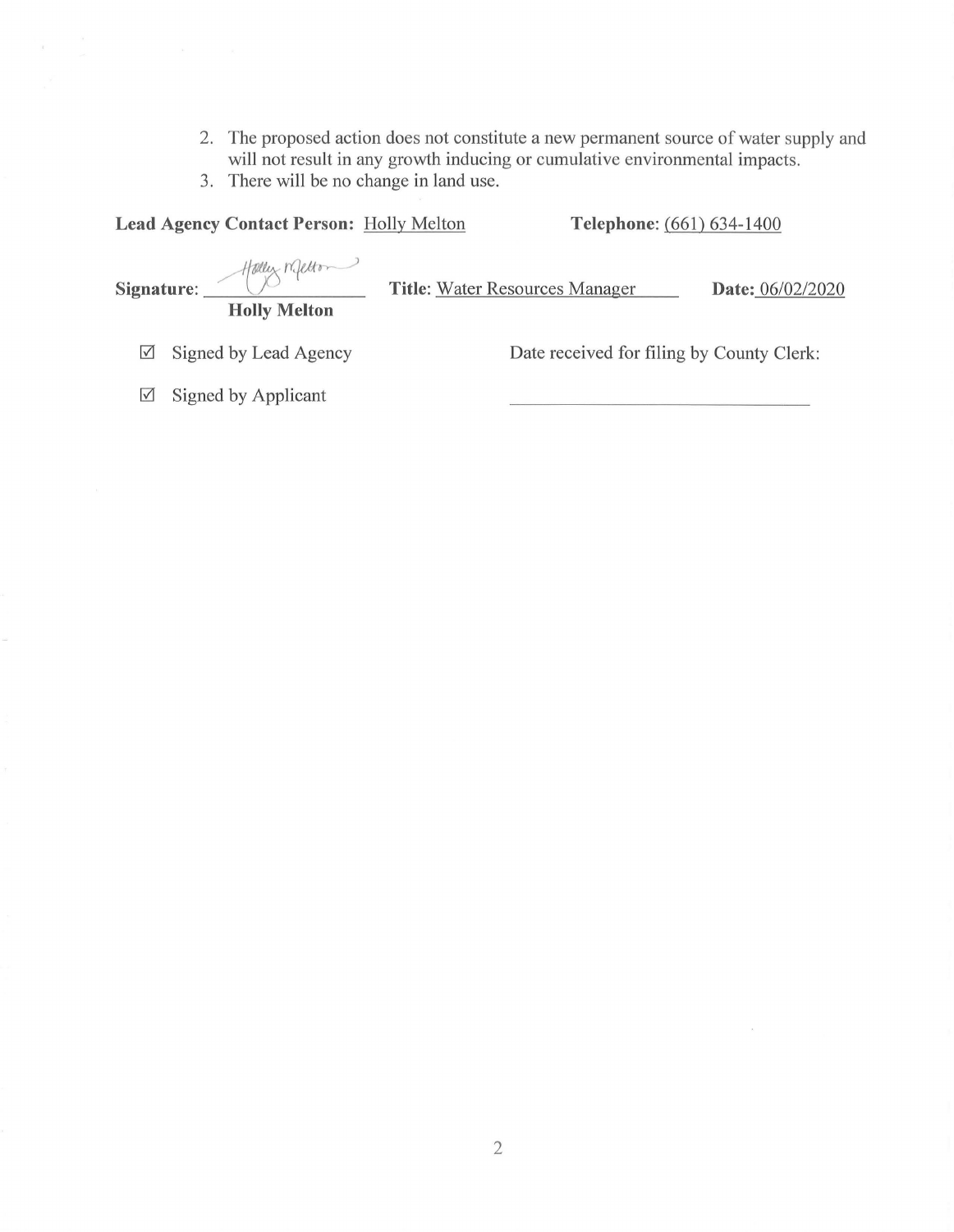2. The proposed action does not constitute a new permanent source of water supply and will not result in any growth inducing or cumulative environmental impacts.
3. There will be no change in land use.

**Lead Agency Contact Person:** Holly Melton **Telephone:** (661) 634-1400

**Signature:** Holly Melton **Title:** Water Resources Manager **Date:** 06/02/2020

**Holly Melton**

☑ Signed by Lead Agency

☑ Signed by Applicant

Date received for filing by County Clerk: \_\_\_\_\_\_\_\_\_\_\_\_\_\_\_\_\_\_\_\_\_\_\_\_\_\_\_\_